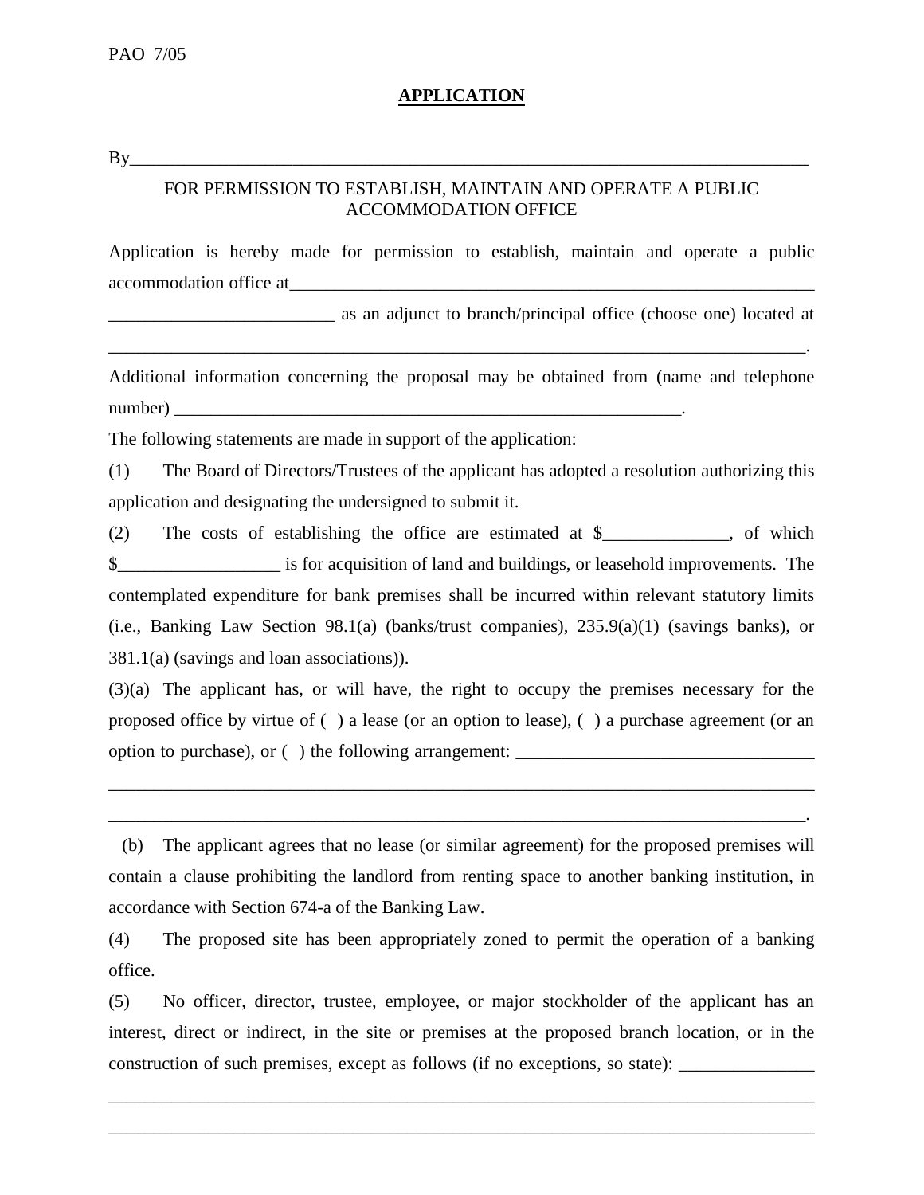PAO 7/05

# APPLICATION

By______________________________________________________________________________

FOR PERMISSION TO ESTABLISH, MAINTAIN AND OPERATE A PUBLIC ACCOMMODATION OFFICE

Application is hereby made for permission to establish, maintain and operate a public accommodation office at______________________________________________________________ _________________________ as an adjunct to branch/principal office (choose one) located at ______________________________________________________________________________.

Additional information concerning the proposal may be obtained from (name and telephone number) __________________________________________________________.

The following statements are made in support of the application:

(1) The Board of Directors/Trustees of the applicant has adopted a resolution authorizing this application and designating the undersigned to submit it.

(2) The costs of establishing the office are estimated at $______________, of which $__________________ is for acquisition of land and buildings, or leasehold improvements. The contemplated expenditure for bank premises shall be incurred within relevant statutory limits (i.e., Banking Law Section 98.1(a) (banks/trust companies), 235.9(a)(1) (savings banks), or 381.1(a) (savings and loan associations)).

(3)(a) The applicant has, or will have, the right to occupy the premises necessary for the proposed office by virtue of ( ) a lease (or an option to lease), ( ) a purchase agreement (or an option to purchase), or ( ) the following arrangement: _________________________________ ______________________________________________________________________________ ______________________________________________________________________________.

(b) The applicant agrees that no lease (or similar agreement) for the proposed premises will contain a clause prohibiting the landlord from renting space to another banking institution, in accordance with Section 674-a of the Banking Law.

(4) The proposed site has been appropriately zoned to permit the operation of a banking office.

(5) No officer, director, trustee, employee, or major stockholder of the applicant has an interest, direct or indirect, in the site or premises at the proposed branch location, or in the construction of such premises, except as follows (if no exceptions, so state): _______________ ______________________________________________________________________________ ______________________________________________________________________________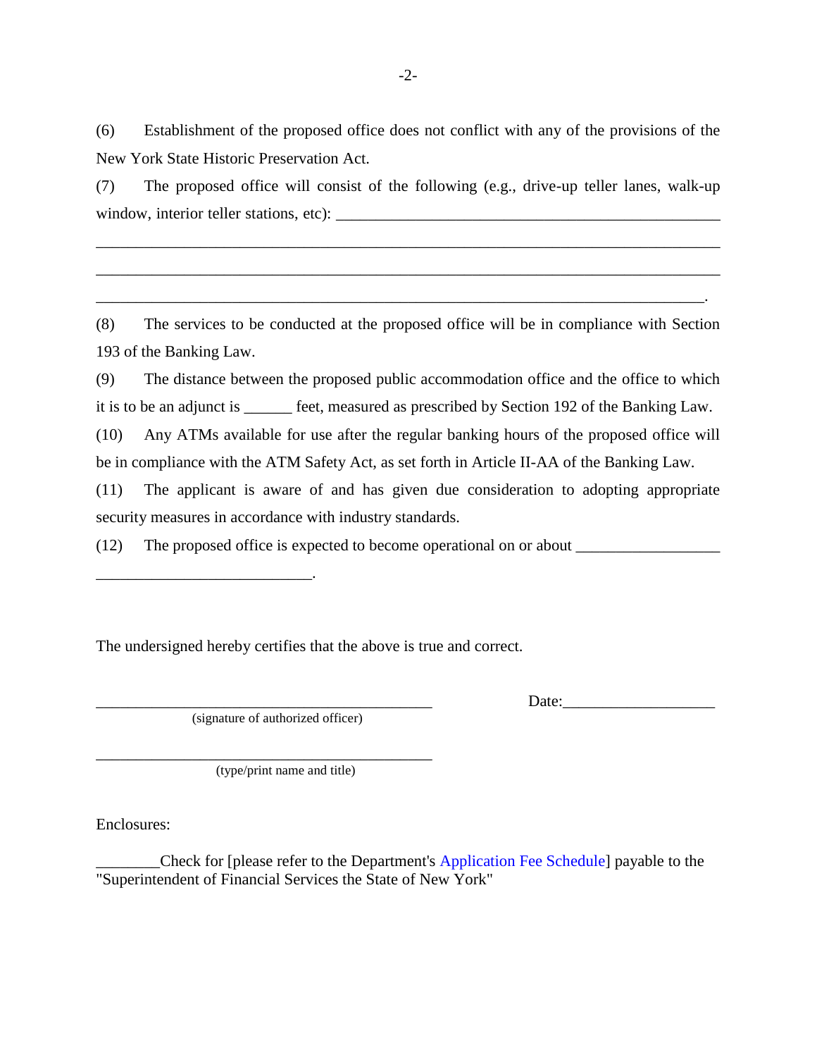(6) Establishment of the proposed office does not conflict with any of the provisions of the New York State Historic Preservation Act.

(7) The proposed office will consist of the following (e.g., drive-up teller lanes, walk-up window, interior teller stations, etc): ______________________________________________

______________________________________________________________________________

______________________________________________________________________________

_____________________________________________________________________________.

(8) The services to be conducted at the proposed office will be in compliance with Section 193 of the Banking Law.

(9) The distance between the proposed public accommodation office and the office to which it is to be an adjunct is ______ feet, measured as prescribed by Section 192 of the Banking Law.

(10) Any ATMs available for use after the regular banking hours of the proposed office will be in compliance with the ATM Safety Act, as set forth in Article II-AA of the Banking Law.

(11) The applicant is aware of and has given due consideration to adopting appropriate security measures in accordance with industry standards.

(12) The proposed office is expected to become operational on or about __________________

___________________________.

The undersigned hereby certifies that the above is true and correct.

___________________________________________ Date:___________________

(signature of authorized officer)

___________________________________________

(type/print name and title)

Enclosures:

________Check for [please refer to the Department's Application Fee Schedule] payable to the "Superintendent of Financial Services the State of New York"